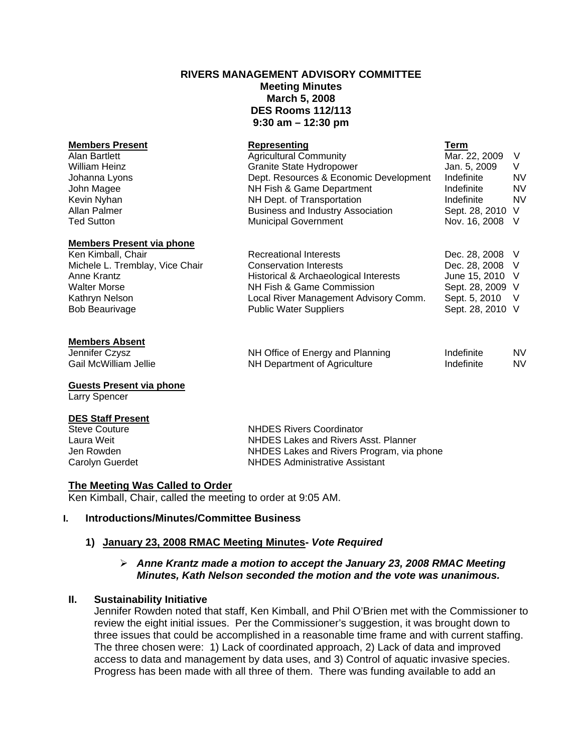**RIVERS MANAGEMENT ADVISORY COMMITTEE**
**Meeting Minutes**
**March 5, 2008**
**DES Rooms 112/113**
**9:30 am – 12:30 pm**

| **Members Present** | **Representing** | **Term** | |
|---|---|---|---|
| Alan Bartlett | Agricultural Community | Mar. 22, 2009 | V |
| William Heinz | Granite State Hydropower | Jan. 5, 2009 | V |
| Johanna Lyons | Dept. Resources & Economic Development | Indefinite | NV |
| John Magee | NH Fish & Game Department | Indefinite | NV |
| Kevin Nyhan | NH Dept. of Transportation | Indefinite | NV |
| Allan Palmer | Business and Industry Association | Sept. 28, 2010 | V |
| Ted Sutton | Municipal Government | Nov. 16, 2008 | V |

| **Members Present via phone** | | | |
|---|---|---|---|
| Ken Kimball, Chair | Recreational Interests | Dec. 28, 2008 | V |
| Michele L. Tremblay, Vice Chair | Conservation Interests | Dec. 28, 2008 | V |
| Anne Krantz | Historical & Archaeological Interests | June 15, 2010 | V |
| Walter Morse | NH Fish & Game Commission | Sept. 28, 2009 | V |
| Kathryn Nelson | Local River Management Advisory Comm. | Sept. 5, 2010 | V |
| Bob Beaurivage | Public Water Suppliers | Sept. 28, 2010 | V |

| **Members Absent** | | | |
|---|---|---|---|
| Jennifer Czysz | NH Office of Energy and Planning | Indefinite | NV |
| Gail McWilliam Jellie | NH Department of Agriculture | Indefinite | NV |

**Guests Present via phone**
Larry Spencer

| **DES Staff Present** | |
|---|---|
| Steve Couture | NHDES Rivers Coordinator |
| Laura Weit | NHDES Lakes and Rivers Asst. Planner |
| Jen Rowden | NHDES Lakes and Rivers Program, via phone |
| Carolyn Guerdet | NHDES Administrative Assistant |

**The Meeting Was Called to Order**
Ken Kimball, Chair, called the meeting to order at 9:05 AM.

## I. Introductions/Minutes/Committee Business

### 1) January 23, 2008 RMAC Meeting Minutes- *Vote Required*

- ***Anne Krantz made a motion to accept the January 23, 2008 RMAC Meeting Minutes, Kath Nelson seconded the motion and the vote was unanimous.***

## II. Sustainability Initiative

Jennifer Rowden noted that staff, Ken Kimball, and Phil O'Brien met with the Commissioner to review the eight initial issues. Per the Commissioner's suggestion, it was brought down to three issues that could be accomplished in a reasonable time frame and with current staffing. The three chosen were: 1) Lack of coordinated approach, 2) Lack of data and improved access to data and management by data uses, and 3) Control of aquatic invasive species. Progress has been made with all three of them. There was funding available to add an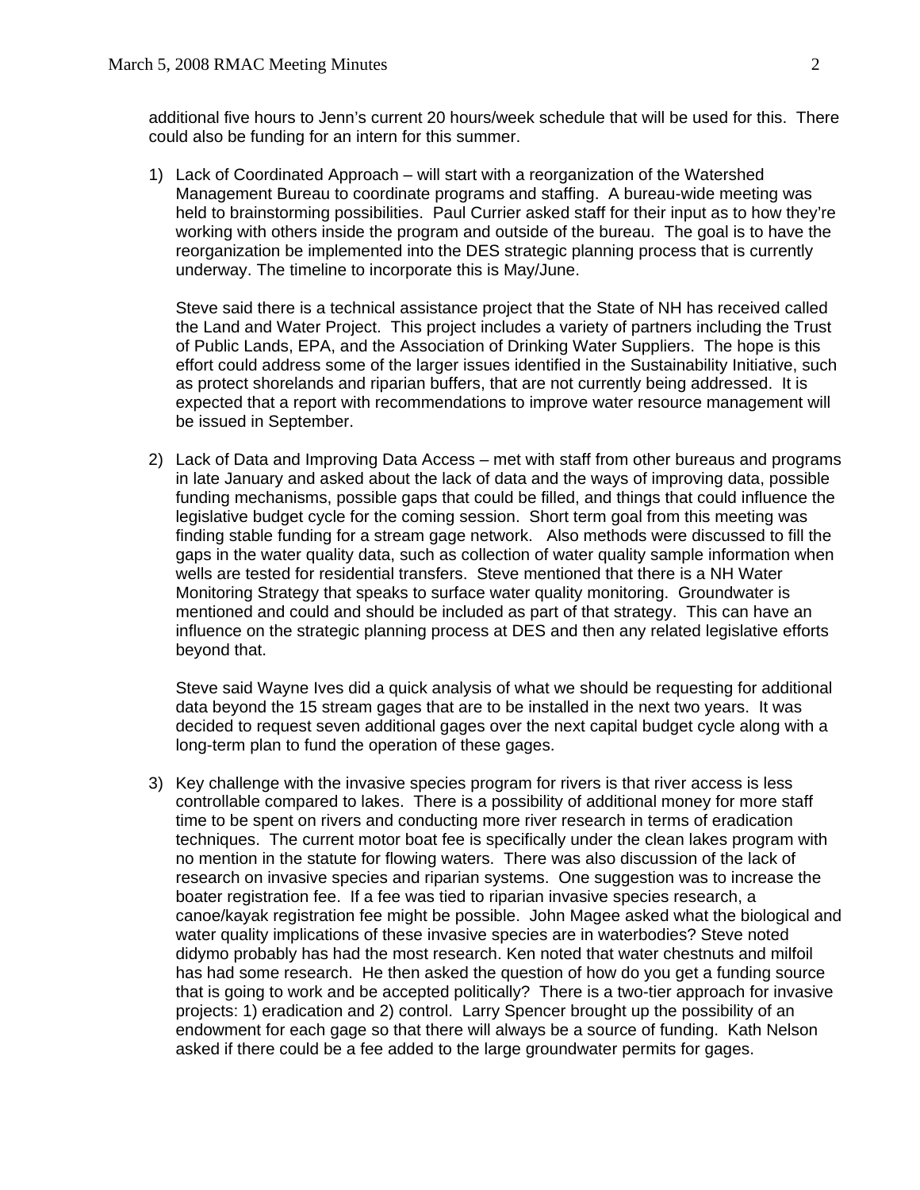additional five hours to Jenn's current 20 hours/week schedule that will be used for this. There could also be funding for an intern for this summer.

1) Lack of Coordinated Approach – will start with a reorganization of the Watershed Management Bureau to coordinate programs and staffing. A bureau-wide meeting was held to brainstorming possibilities. Paul Currier asked staff for their input as to how they're working with others inside the program and outside of the bureau. The goal is to have the reorganization be implemented into the DES strategic planning process that is currently underway. The timeline to incorporate this is May/June.

   Steve said there is a technical assistance project that the State of NH has received called the Land and Water Project. This project includes a variety of partners including the Trust of Public Lands, EPA, and the Association of Drinking Water Suppliers. The hope is this effort could address some of the larger issues identified in the Sustainability Initiative, such as protect shorelands and riparian buffers, that are not currently being addressed. It is expected that a report with recommendations to improve water resource management will be issued in September.

2) Lack of Data and Improving Data Access – met with staff from other bureaus and programs in late January and asked about the lack of data and the ways of improving data, possible funding mechanisms, possible gaps that could be filled, and things that could influence the legislative budget cycle for the coming session. Short term goal from this meeting was finding stable funding for a stream gage network. Also methods were discussed to fill the gaps in the water quality data, such as collection of water quality sample information when wells are tested for residential transfers. Steve mentioned that there is a NH Water Monitoring Strategy that speaks to surface water quality monitoring. Groundwater is mentioned and could and should be included as part of that strategy. This can have an influence on the strategic planning process at DES and then any related legislative efforts beyond that.

   Steve said Wayne Ives did a quick analysis of what we should be requesting for additional data beyond the 15 stream gages that are to be installed in the next two years. It was decided to request seven additional gages over the next capital budget cycle along with a long-term plan to fund the operation of these gages.

3) Key challenge with the invasive species program for rivers is that river access is less controllable compared to lakes. There is a possibility of additional money for more staff time to be spent on rivers and conducting more river research in terms of eradication techniques. The current motor boat fee is specifically under the clean lakes program with no mention in the statute for flowing waters. There was also discussion of the lack of research on invasive species and riparian systems. One suggestion was to increase the boater registration fee. If a fee was tied to riparian invasive species research, a canoe/kayak registration fee might be possible. John Magee asked what the biological and water quality implications of these invasive species are in waterbodies? Steve noted didymo probably has had the most research. Ken noted that water chestnuts and milfoil has had some research. He then asked the question of how do you get a funding source that is going to work and be accepted politically? There is a two-tier approach for invasive projects: 1) eradication and 2) control. Larry Spencer brought up the possibility of an endowment for each gage so that there will always be a source of funding. Kath Nelson asked if there could be a fee added to the large groundwater permits for gages.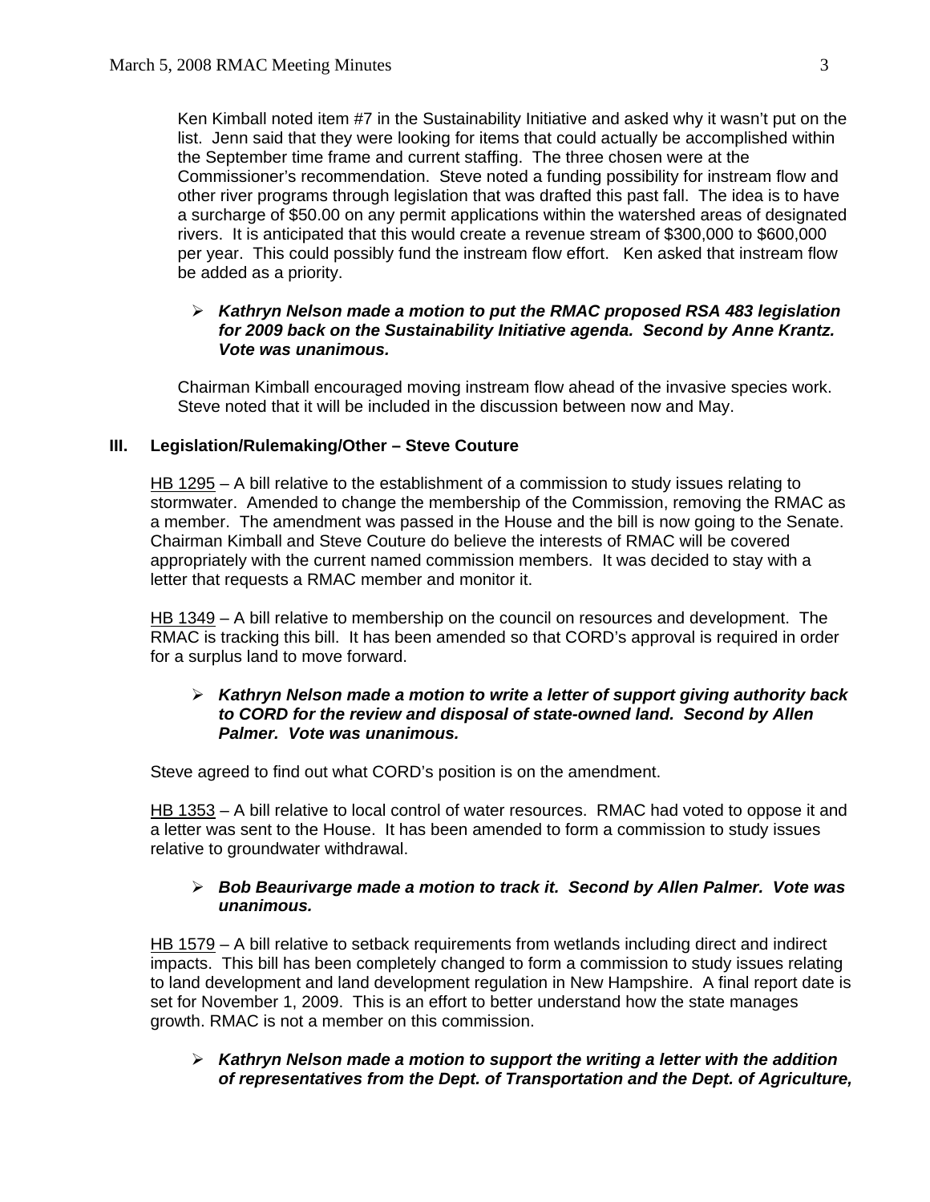Ken Kimball noted item #7 in the Sustainability Initiative and asked why it wasn't put on the list. Jenn said that they were looking for items that could actually be accomplished within the September time frame and current staffing. The three chosen were at the Commissioner's recommendation. Steve noted a funding possibility for instream flow and other river programs through legislation that was drafted this past fall. The idea is to have a surcharge of $50.00 on any permit applications within the watershed areas of designated rivers. It is anticipated that this would create a revenue stream of $300,000 to $600,000 per year. This could possibly fund the instream flow effort. Ken asked that instream flow be added as a priority.

- ***Kathryn Nelson made a motion to put the RMAC proposed RSA 483 legislation for 2009 back on the Sustainability Initiative agenda. Second by Anne Krantz. Vote was unanimous.***

Chairman Kimball encouraged moving instream flow ahead of the invasive species work. Steve noted that it will be included in the discussion between now and May.

## III. Legislation/Rulemaking/Other – Steve Couture

HB 1295 – A bill relative to the establishment of a commission to study issues relating to stormwater. Amended to change the membership of the Commission, removing the RMAC as a member. The amendment was passed in the House and the bill is now going to the Senate. Chairman Kimball and Steve Couture do believe the interests of RMAC will be covered appropriately with the current named commission members. It was decided to stay with a letter that requests a RMAC member and monitor it.

HB 1349 – A bill relative to membership on the council on resources and development. The RMAC is tracking this bill. It has been amended so that CORD's approval is required in order for a surplus land to move forward.

- ***Kathryn Nelson made a motion to write a letter of support giving authority back to CORD for the review and disposal of state-owned land. Second by Allen Palmer. Vote was unanimous.***

Steve agreed to find out what CORD's position is on the amendment.

HB 1353 – A bill relative to local control of water resources. RMAC had voted to oppose it and a letter was sent to the House. It has been amended to form a commission to study issues relative to groundwater withdrawal.

- ***Bob Beaurivarge made a motion to track it. Second by Allen Palmer. Vote was unanimous.***

HB 1579 – A bill relative to setback requirements from wetlands including direct and indirect impacts. This bill has been completely changed to form a commission to study issues relating to land development and land development regulation in New Hampshire. A final report date is set for November 1, 2009. This is an effort to better understand how the state manages growth. RMAC is not a member on this commission.

- ***Kathryn Nelson made a motion to support the writing a letter with the addition of representatives from the Dept. of Transportation and the Dept. of Agriculture,***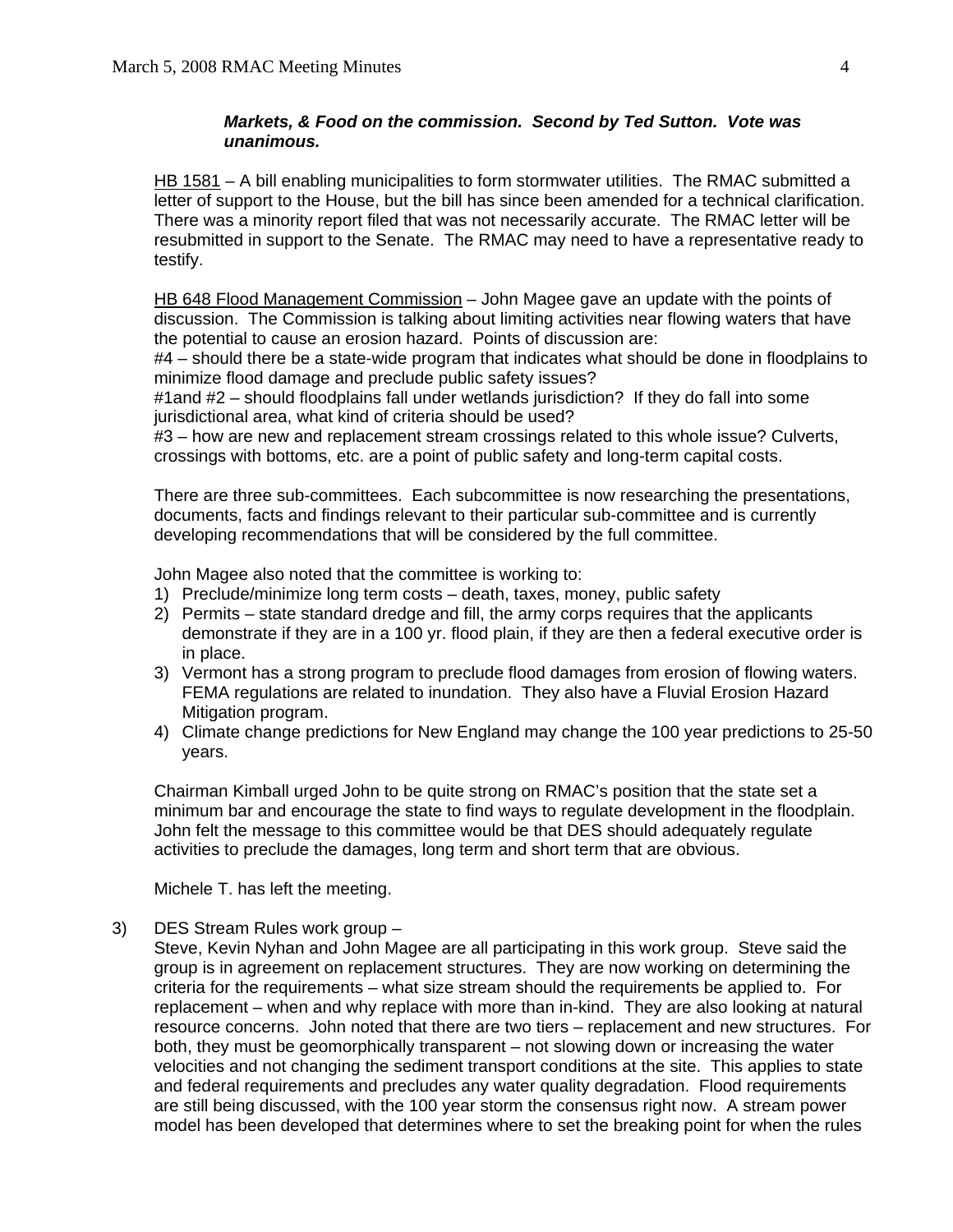***Markets, & Food on the commission. Second by Ted Sutton. Vote was unanimous.***

HB 1581 – A bill enabling municipalities to form stormwater utilities. The RMAC submitted a letter of support to the House, but the bill has since been amended for a technical clarification. There was a minority report filed that was not necessarily accurate. The RMAC letter will be resubmitted in support to the Senate. The RMAC may need to have a representative ready to testify.

HB 648 Flood Management Commission – John Magee gave an update with the points of discussion. The Commission is talking about limiting activities near flowing waters that have the potential to cause an erosion hazard. Points of discussion are:
#4 – should there be a state-wide program that indicates what should be done in floodplains to minimize flood damage and preclude public safety issues?
#1and #2 – should floodplains fall under wetlands jurisdiction? If they do fall into some jurisdictional area, what kind of criteria should be used?
#3 – how are new and replacement stream crossings related to this whole issue? Culverts, crossings with bottoms, etc. are a point of public safety and long-term capital costs.

There are three sub-committees. Each subcommittee is now researching the presentations, documents, facts and findings relevant to their particular sub-committee and is currently developing recommendations that will be considered by the full committee.

John Magee also noted that the committee is working to:

1) Preclude/minimize long term costs – death, taxes, money, public safety
2) Permits – state standard dredge and fill, the army corps requires that the applicants demonstrate if they are in a 100 yr. flood plain, if they are then a federal executive order is in place.
3) Vermont has a strong program to preclude flood damages from erosion of flowing waters. FEMA regulations are related to inundation. They also have a Fluvial Erosion Hazard Mitigation program.
4) Climate change predictions for New England may change the 100 year predictions to 25-50 years.

Chairman Kimball urged John to be quite strong on RMAC's position that the state set a minimum bar and encourage the state to find ways to regulate development in the floodplain. John felt the message to this committee would be that DES should adequately regulate activities to preclude the damages, long term and short term that are obvious.

Michele T. has left the meeting.

3) DES Stream Rules work group –
Steve, Kevin Nyhan and John Magee are all participating in this work group. Steve said the group is in agreement on replacement structures. They are now working on determining the criteria for the requirements – what size stream should the requirements be applied to. For replacement – when and why replace with more than in-kind. They are also looking at natural resource concerns. John noted that there are two tiers – replacement and new structures. For both, they must be geomorphically transparent – not slowing down or increasing the water velocities and not changing the sediment transport conditions at the site. This applies to state and federal requirements and precludes any water quality degradation. Flood requirements are still being discussed, with the 100 year storm the consensus right now. A stream power model has been developed that determines where to set the breaking point for when the rules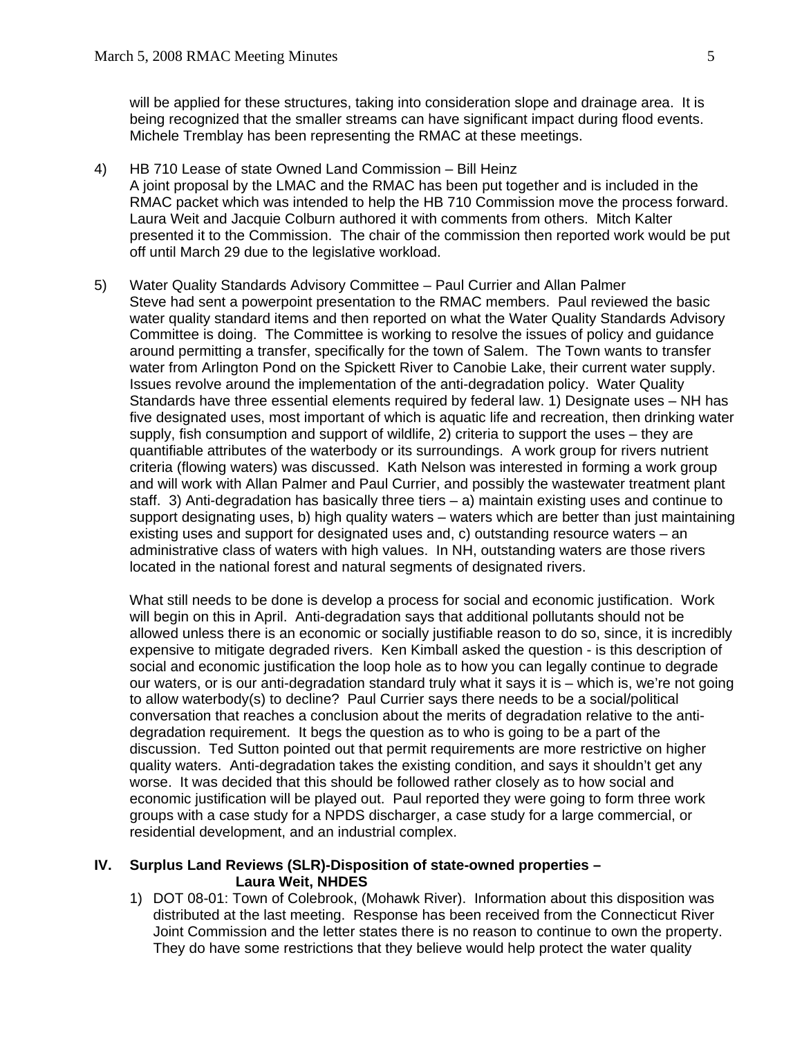will be applied for these structures, taking into consideration slope and drainage area. It is being recognized that the smaller streams can have significant impact during flood events. Michele Tremblay has been representing the RMAC at these meetings.

4) HB 710 Lease of state Owned Land Commission – Bill Heinz
A joint proposal by the LMAC and the RMAC has been put together and is included in the RMAC packet which was intended to help the HB 710 Commission move the process forward. Laura Weit and Jacquie Colburn authored it with comments from others. Mitch Kalter presented it to the Commission. The chair of the commission then reported work would be put off until March 29 due to the legislative workload.

5) Water Quality Standards Advisory Committee – Paul Currier and Allan Palmer
Steve had sent a powerpoint presentation to the RMAC members. Paul reviewed the basic water quality standard items and then reported on what the Water Quality Standards Advisory Committee is doing. The Committee is working to resolve the issues of policy and guidance around permitting a transfer, specifically for the town of Salem. The Town wants to transfer water from Arlington Pond on the Spickett River to Canobie Lake, their current water supply. Issues revolve around the implementation of the anti-degradation policy. Water Quality Standards have three essential elements required by federal law. 1) Designate uses – NH has five designated uses, most important of which is aquatic life and recreation, then drinking water supply, fish consumption and support of wildlife, 2) criteria to support the uses – they are quantifiable attributes of the waterbody or its surroundings. A work group for rivers nutrient criteria (flowing waters) was discussed. Kath Nelson was interested in forming a work group and will work with Allan Palmer and Paul Currier, and possibly the wastewater treatment plant staff. 3) Anti-degradation has basically three tiers – a) maintain existing uses and continue to support designating uses, b) high quality waters – waters which are better than just maintaining existing uses and support for designated uses and, c) outstanding resource waters – an administrative class of waters with high values. In NH, outstanding waters are those rivers located in the national forest and natural segments of designated rivers.

What still needs to be done is develop a process for social and economic justification. Work will begin on this in April. Anti-degradation says that additional pollutants should not be allowed unless there is an economic or socially justifiable reason to do so, since, it is incredibly expensive to mitigate degraded rivers. Ken Kimball asked the question - is this description of social and economic justification the loop hole as to how you can legally continue to degrade our waters, or is our anti-degradation standard truly what it says it is – which is, we're not going to allow waterbody(s) to decline? Paul Currier says there needs to be a social/political conversation that reaches a conclusion about the merits of degradation relative to the anti-degradation requirement. It begs the question as to who is going to be a part of the discussion. Ted Sutton pointed out that permit requirements are more restrictive on higher quality waters. Anti-degradation takes the existing condition, and says it shouldn't get any worse. It was decided that this should be followed rather closely as to how social and economic justification will be played out. Paul reported they were going to form three work groups with a case study for a NPDS discharger, a case study for a large commercial, or residential development, and an industrial complex.

## IV. Surplus Land Reviews (SLR)-Disposition of state-owned properties – Laura Weit, NHDES

1) DOT 08-01: Town of Colebrook, (Mohawk River). Information about this disposition was distributed at the last meeting. Response has been received from the Connecticut River Joint Commission and the letter states there is no reason to continue to own the property. They do have some restrictions that they believe would help protect the water quality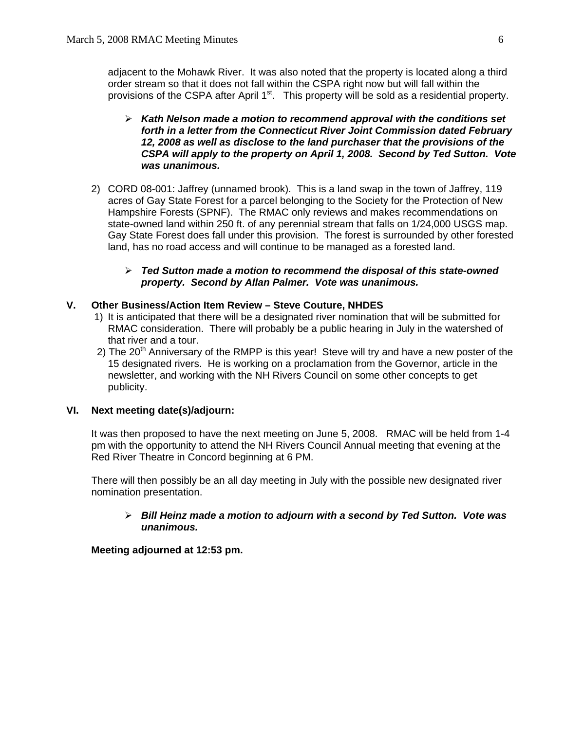adjacent to the Mohawk River. It was also noted that the property is located along a third order stream so that it does not fall within the CSPA right now but will fall within the provisions of the CSPA after April 1st. This property will be sold as a residential property.

- ***Kath Nelson made a motion to recommend approval with the conditions set forth in a letter from the Connecticut River Joint Commission dated February 12, 2008 as well as disclose to the land purchaser that the provisions of the CSPA will apply to the property on April 1, 2008. Second by Ted Sutton. Vote was unanimous.***

2) CORD 08-001: Jaffrey (unnamed brook). This is a land swap in the town of Jaffrey, 119 acres of Gay State Forest for a parcel belonging to the Society for the Protection of New Hampshire Forests (SPNF). The RMAC only reviews and makes recommendations on state-owned land within 250 ft. of any perennial stream that falls on 1/24,000 USGS map. Gay State Forest does fall under this provision. The forest is surrounded by other forested land, has no road access and will continue to be managed as a forested land.

- ***Ted Sutton made a motion to recommend the disposal of this state-owned property. Second by Allan Palmer. Vote was unanimous.***

## V. Other Business/Action Item Review – Steve Couture, NHDES

1) It is anticipated that there will be a designated river nomination that will be submitted for RMAC consideration. There will probably be a public hearing in July in the watershed of that river and a tour.
2) The 20th Anniversary of the RMPP is this year! Steve will try and have a new poster of the 15 designated rivers. He is working on a proclamation from the Governor, article in the newsletter, and working with the NH Rivers Council on some other concepts to get publicity.

## VI. Next meeting date(s)/adjourn:

It was then proposed to have the next meeting on June 5, 2008. RMAC will be held from 1-4 pm with the opportunity to attend the NH Rivers Council Annual meeting that evening at the Red River Theatre in Concord beginning at 6 PM.

There will then possibly be an all day meeting in July with the possible new designated river nomination presentation.

- ***Bill Heinz made a motion to adjourn with a second by Ted Sutton. Vote was unanimous.***

**Meeting adjourned at 12:53 pm.**